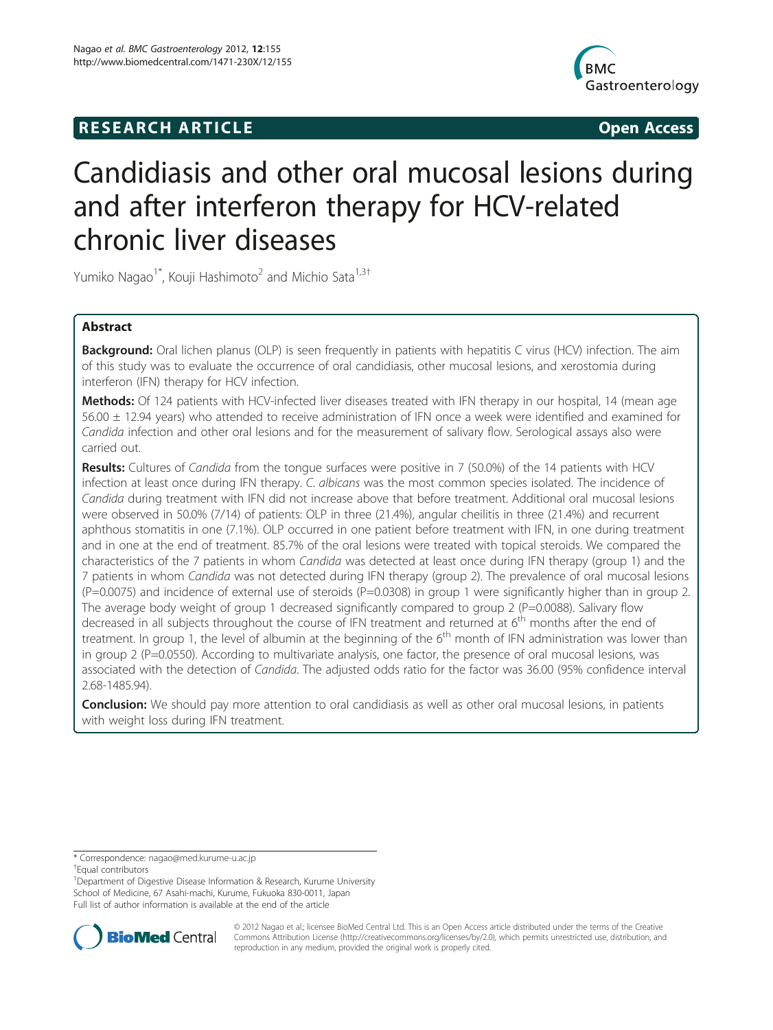**RESEARCH ARTICLE** **Open Access**

# Candidiasis and other oral mucosal lesions during and after interferon therapy for HCV-related chronic liver diseases

Yumiko Nagao[1*], Kouji Hashimoto[2] and Michio Sata[1,3†]

## Abstract

**Background:** Oral lichen planus (OLP) is seen frequently in patients with hepatitis C virus (HCV) infection. The aim of this study was to evaluate the occurrence of oral candidiasis, other mucosal lesions, and xerostomia during interferon (IFN) therapy for HCV infection.

**Methods:** Of 124 patients with HCV-infected liver diseases treated with IFN therapy in our hospital, 14 (mean age 56.00 ± 12.94 years) who attended to receive administration of IFN once a week were identified and examined for *Candida* infection and other oral lesions and for the measurement of salivary flow. Serological assays also were carried out.

**Results:** Cultures of *Candida* from the tongue surfaces were positive in 7 (50.0%) of the 14 patients with HCV infection at least once during IFN therapy. *C. albicans* was the most common species isolated. The incidence of *Candida* during treatment with IFN did not increase above that before treatment. Additional oral mucosal lesions were observed in 50.0% (7/14) of patients: OLP in three (21.4%), angular cheilitis in three (21.4%) and recurrent aphthous stomatitis in one (7.1%). OLP occurred in one patient before treatment with IFN, in one during treatment and in one at the end of treatment. 85.7% of the oral lesions were treated with topical steroids. We compared the characteristics of the 7 patients in whom *Candida* was detected at least once during IFN therapy (group 1) and the 7 patients in whom *Candida* was not detected during IFN therapy (group 2). The prevalence of oral mucosal lesions (P=0.0075) and incidence of external use of steroids (P=0.0308) in group 1 were significantly higher than in group 2. The average body weight of group 1 decreased significantly compared to group 2 (P=0.0088). Salivary flow decreased in all subjects throughout the course of IFN treatment and returned at 6$^{th}$ months after the end of treatment. In group 1, the level of albumin at the beginning of the 6$^{th}$ month of IFN administration was lower than in group 2 (P=0.0550). According to multivariate analysis, one factor, the presence of oral mucosal lesions, was associated with the detection of *Candida*. The adjusted odds ratio for the factor was 36.00 (95% confidence interval 2.68-1485.94).

**Conclusion:** We should pay more attention to oral candidiasis as well as other oral mucosal lesions, in patients with weight loss during IFN treatment.

\* Correspondence: nagao@med.kurume-u.ac.jp

† Equal contributors

[1] Department of Digestive Disease Information & Research, Kurume University School of Medicine, 67 Asahi-machi, Kurume, Fukuoka 830-0011, Japan

Full list of author information is available at the end of the article

© 2012 Nagao et al.; licensee BioMed Central Ltd. This is an Open Access article distributed under the terms of the Creative Commons Attribution License (http://creativecommons.org/licenses/by/2.0), which permits unrestricted use, distribution, and reproduction in any medium, provided the original work is properly cited.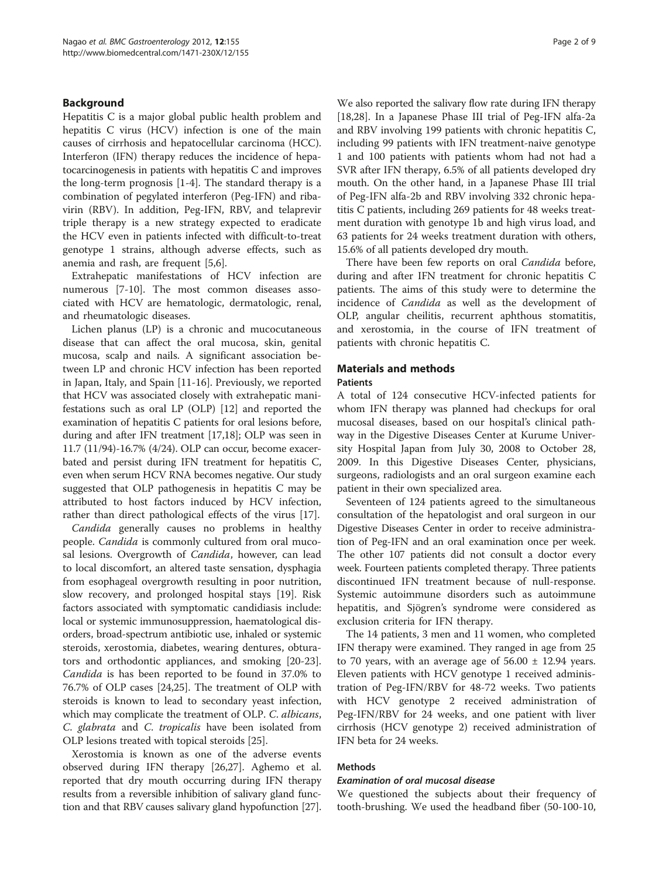## Background

Hepatitis C is a major global public health problem and hepatitis C virus (HCV) infection is one of the main causes of cirrhosis and hepatocellular carcinoma (HCC). Interferon (IFN) therapy reduces the incidence of hepatocarcinogenesis in patients with hepatitis C and improves the long-term prognosis [1-4]. The standard therapy is a combination of pegylated interferon (Peg-IFN) and ribavirin (RBV). In addition, Peg-IFN, RBV, and telaprevir triple therapy is a new strategy expected to eradicate the HCV even in patients infected with difficult-to-treat genotype 1 strains, although adverse effects, such as anemia and rash, are frequent [5,6].

Extrahepatic manifestations of HCV infection are numerous [7-10]. The most common diseases associated with HCV are hematologic, dermatologic, renal, and rheumatologic diseases.

Lichen planus (LP) is a chronic and mucocutaneous disease that can affect the oral mucosa, skin, genital mucosa, scalp and nails. A significant association between LP and chronic HCV infection has been reported in Japan, Italy, and Spain [11-16]. Previously, we reported that HCV was associated closely with extrahepatic manifestations such as oral LP (OLP) [12] and reported the examination of hepatitis C patients for oral lesions before, during and after IFN treatment [17,18]; OLP was seen in 11.7 (11/94)-16.7% (4/24). OLP can occur, become exacerbated and persist during IFN treatment for hepatitis C, even when serum HCV RNA becomes negative. Our study suggested that OLP pathogenesis in hepatitis C may be attributed to host factors induced by HCV infection, rather than direct pathological effects of the virus [17].

*Candida* generally causes no problems in healthy people. *Candida* is commonly cultured from oral mucosal lesions. Overgrowth of *Candida*, however, can lead to local discomfort, an altered taste sensation, dysphagia from esophageal overgrowth resulting in poor nutrition, slow recovery, and prolonged hospital stays [19]. Risk factors associated with symptomatic candidiasis include: local or systemic immunosuppression, haematological disorders, broad-spectrum antibiotic use, inhaled or systemic steroids, xerostomia, diabetes, wearing dentures, obturators and orthodontic appliances, and smoking [20-23]. *Candida* is has been reported to be found in 37.0% to 76.7% of OLP cases [24,25]. The treatment of OLP with steroids is known to lead to secondary yeast infection, which may complicate the treatment of OLP. *C. albicans*, *C. glabrata* and *C. tropicalis* have been isolated from OLP lesions treated with topical steroids [25].

Xerostomia is known as one of the adverse events observed during IFN therapy [26,27]. Aghemo et al. reported that dry mouth occurring during IFN therapy results from a reversible inhibition of salivary gland function and that RBV causes salivary gland hypofunction [27]. We also reported the salivary flow rate during IFN therapy [18,28]. In a Japanese Phase III trial of Peg-IFN alfa-2a and RBV involving 199 patients with chronic hepatitis C, including 99 patients with IFN treatment-naive genotype 1 and 100 patients with patients whom had not had a SVR after IFN therapy, 6.5% of all patients developed dry mouth. On the other hand, in a Japanese Phase III trial of Peg-IFN alfa-2b and RBV involving 332 chronic hepatitis C patients, including 269 patients for 48 weeks treatment duration with genotype 1b and high virus load, and 63 patients for 24 weeks treatment duration with others, 15.6% of all patients developed dry mouth.

There have been few reports on oral *Candida* before, during and after IFN treatment for chronic hepatitis C patients. The aims of this study were to determine the incidence of *Candida* as well as the development of OLP, angular cheilitis, recurrent aphthous stomatitis, and xerostomia, in the course of IFN treatment of patients with chronic hepatitis C.

## Materials and methods

### Patients

A total of 124 consecutive HCV-infected patients for whom IFN therapy was planned had checkups for oral mucosal diseases, based on our hospital's clinical pathway in the Digestive Diseases Center at Kurume University Hospital Japan from July 30, 2008 to October 28, 2009. In this Digestive Diseases Center, physicians, surgeons, radiologists and an oral surgeon examine each patient in their own specialized area.

Seventeen of 124 patients agreed to the simultaneous consultation of the hepatologist and oral surgeon in our Digestive Diseases Center in order to receive administration of Peg-IFN and an oral examination once per week. The other 107 patients did not consult a doctor every week. Fourteen patients completed therapy. Three patients discontinued IFN treatment because of null-response. Systemic autoimmune disorders such as autoimmune hepatitis, and Sjögren's syndrome were considered as exclusion criteria for IFN therapy.

The 14 patients, 3 men and 11 women, who completed IFN therapy were examined. They ranged in age from 25 to 70 years, with an average age of 56.00 ± 12.94 years. Eleven patients with HCV genotype 1 received administration of Peg-IFN/RBV for 48-72 weeks. Two patients with HCV genotype 2 received administration of Peg-IFN/RBV for 24 weeks, and one patient with liver cirrhosis (HCV genotype 2) received administration of IFN beta for 24 weeks.

### Methods

#### Examination of oral mucosal disease

We questioned the subjects about their frequency of tooth-brushing. We used the headband fiber (50-100-10,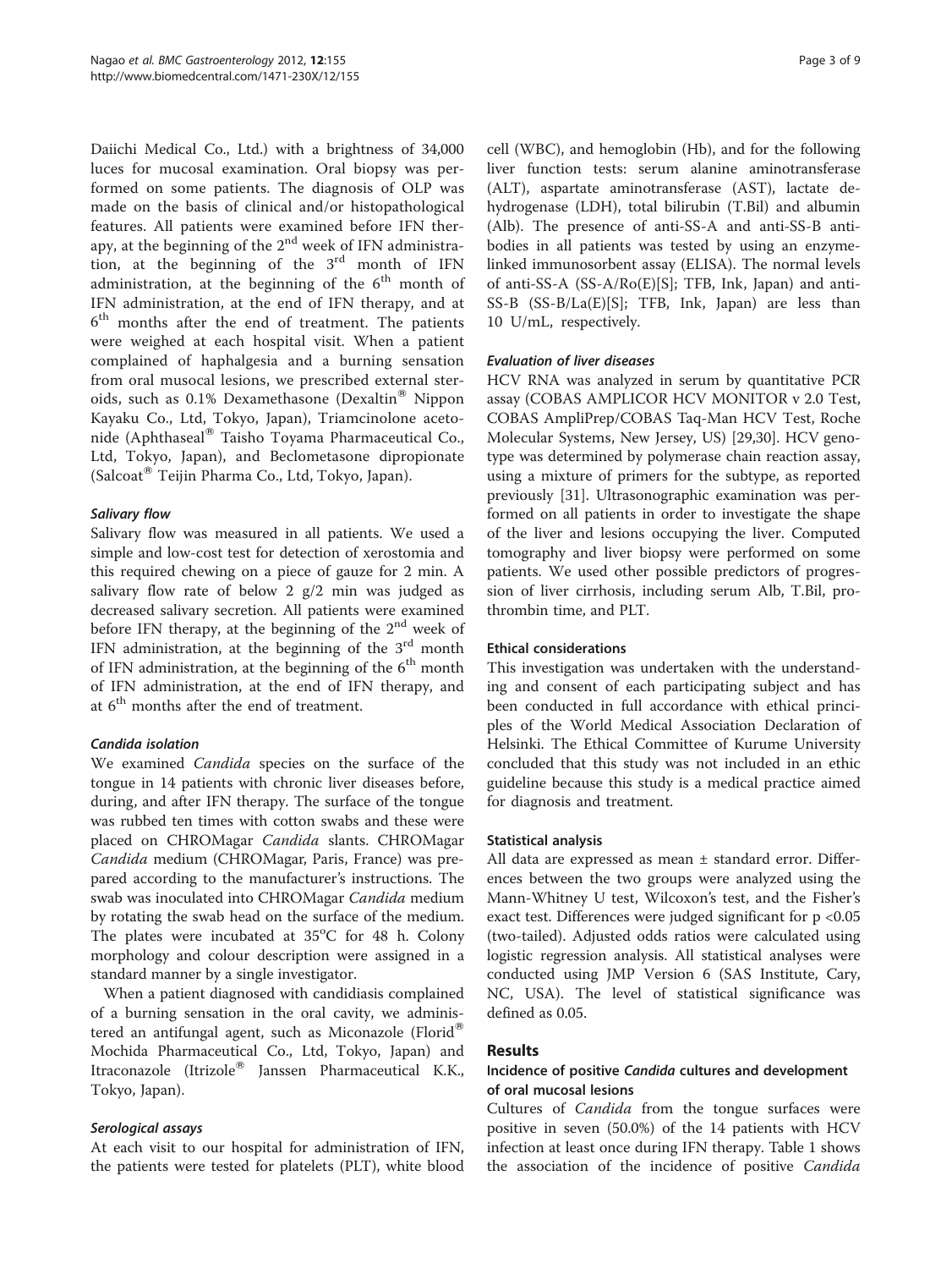Daiichi Medical Co., Ltd.) with a brightness of 34,000 luces for mucosal examination. Oral biopsy was performed on some patients. The diagnosis of OLP was made on the basis of clinical and/or histopathological features. All patients were examined before IFN therapy, at the beginning of the 2nd week of IFN administration, at the beginning of the 3rd month of IFN administration, at the beginning of the 6th month of IFN administration, at the end of IFN therapy, and at 6th months after the end of treatment. The patients were weighed at each hospital visit. When a patient complained of haphalgesia and a burning sensation from oral musocal lesions, we prescribed external steroids, such as 0.1% Dexamethasone (Dexaltin® Nippon Kayaku Co., Ltd, Tokyo, Japan), Triamcinolone acetonide (Aphthaseal® Taisho Toyama Pharmaceutical Co., Ltd, Tokyo, Japan), and Beclometasone dipropionate (Salcoat® Teijin Pharma Co., Ltd, Tokyo, Japan).

#### Salivary flow

Salivary flow was measured in all patients. We used a simple and low-cost test for detection of xerostomia and this required chewing on a piece of gauze for 2 min. A salivary flow rate of below 2 g/2 min was judged as decreased salivary secretion. All patients were examined before IFN therapy, at the beginning of the 2nd week of IFN administration, at the beginning of the 3rd month of IFN administration, at the beginning of the 6th month of IFN administration, at the end of IFN therapy, and at 6th months after the end of treatment.

#### Candida isolation

We examined *Candida* species on the surface of the tongue in 14 patients with chronic liver diseases before, during, and after IFN therapy. The surface of the tongue was rubbed ten times with cotton swabs and these were placed on CHROMagar *Candida* slants. CHROMagar *Candida* medium (CHROMagar, Paris, France) was prepared according to the manufacturer's instructions. The swab was inoculated into CHROMagar *Candida* medium by rotating the swab head on the surface of the medium. The plates were incubated at 35°C for 48 h. Colony morphology and colour description were assigned in a standard manner by a single investigator.

When a patient diagnosed with candidiasis complained of a burning sensation in the oral cavity, we administered an antifungal agent, such as Miconazole (Florid® Mochida Pharmaceutical Co., Ltd, Tokyo, Japan) and Itraconazole (Itrizole® Janssen Pharmaceutical K.K., Tokyo, Japan).

#### Serological assays

At each visit to our hospital for administration of IFN, the patients were tested for platelets (PLT), white blood cell (WBC), and hemoglobin (Hb), and for the following liver function tests: serum alanine aminotransferase (ALT), aspartate aminotransferase (AST), lactate dehydrogenase (LDH), total bilirubin (T.Bil) and albumin (Alb). The presence of anti-SS-A and anti-SS-B antibodies in all patients was tested by using an enzyme-linked immunosorbent assay (ELISA). The normal levels of anti-SS-A (SS-A/Ro(E)[S]; TFB, Ink, Japan) and anti-SS-B (SS-B/La(E)[S]; TFB, Ink, Japan) are less than 10 U/mL, respectively.

#### Evaluation of liver diseases

HCV RNA was analyzed in serum by quantitative PCR assay (COBAS AMPLICOR HCV MONITOR v 2.0 Test, COBAS AmpliPrep/COBAS Taq-Man HCV Test, Roche Molecular Systems, New Jersey, US) [29,30]. HCV genotype was determined by polymerase chain reaction assay, using a mixture of primers for the subtype, as reported previously [31]. Ultrasonographic examination was performed on all patients in order to investigate the shape of the liver and lesions occupying the liver. Computed tomography and liver biopsy were performed on some patients. We used other possible predictors of progression of liver cirrhosis, including serum Alb, T.Bil, prothrombin time, and PLT.

#### Ethical considerations

This investigation was undertaken with the understanding and consent of each participating subject and has been conducted in full accordance with ethical principles of the World Medical Association Declaration of Helsinki. The Ethical Committee of Kurume University concluded that this study was not included in an ethic guideline because this study is a medical practice aimed for diagnosis and treatment.

#### Statistical analysis

All data are expressed as mean ± standard error. Differences between the two groups were analyzed using the Mann-Whitney U test, Wilcoxon's test, and the Fisher's exact test. Differences were judged significant for $p < 0.05$ (two-tailed). Adjusted odds ratios were calculated using logistic regression analysis. All statistical analyses were conducted using JMP Version 6 (SAS Institute, Cary, NC, USA). The level of statistical significance was defined as 0.05.

## Results

### Incidence of positive *Candida* cultures and development of oral mucosal lesions

Cultures of *Candida* from the tongue surfaces were positive in seven (50.0%) of the 14 patients with HCV infection at least once during IFN therapy. Table 1 shows the association of the incidence of positive *Candida*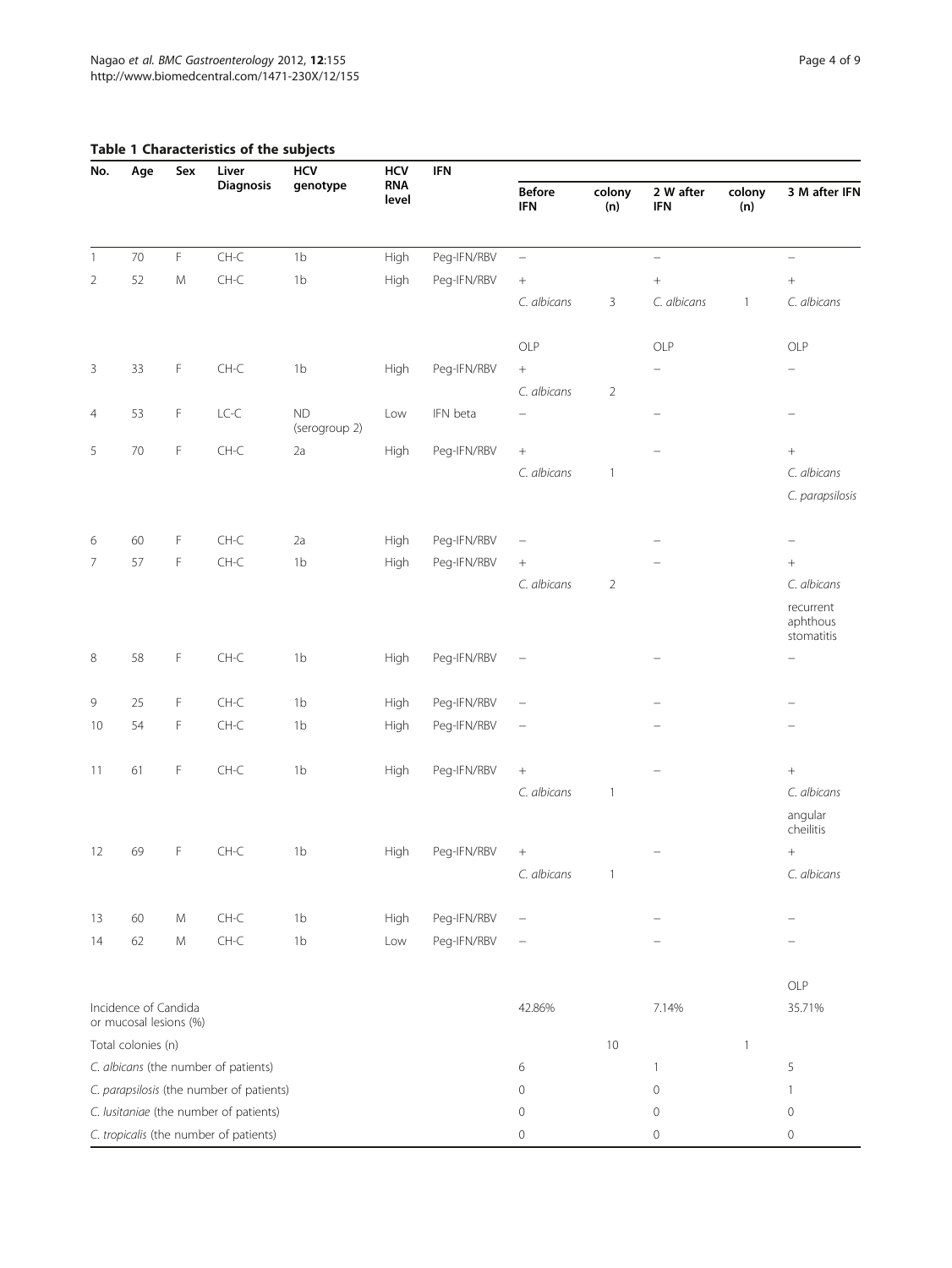**Table 1 Characteristics of the subjects**

| No. | Age | Sex | Liver Diagnosis | HCV genotype | HCV RNA level | IFN | Before IFN | colony (n) | 2 W after IFN | colony (n) | 3 M after IFN |
|---|---|---|---|---|---|---|---|---|---|---|---|
| 1 | 70 | F | CH-C | 1b | High | Peg-IFN/RBV | – | | – | | – |
| 2 | 52 | M | CH-C | 1b | High | Peg-IFN/RBV | + | | + | | + |
| | | | | | | | *C. albicans* | 3 | *C. albicans* | 1 | *C. albicans* |
| | | | | | | | OLP | | OLP | | OLP |
| 3 | 33 | F | CH-C | 1b | High | Peg-IFN/RBV | + | | – | | – |
| | | | | | | | *C. albicans* | 2 | | | |
| 4 | 53 | F | LC-C | ND (serogroup 2) | Low | IFN beta | – | | – | | – |
| 5 | 70 | F | CH-C | 2a | High | Peg-IFN/RBV | + | | – | | + |
| | | | | | | | *C. albicans* | 1 | | | *C. albicans* |
| | | | | | | | | | | | *C. parapsilosis* |
| 6 | 60 | F | CH-C | 2a | High | Peg-IFN/RBV | – | | – | | – |
| 7 | 57 | F | CH-C | 1b | High | Peg-IFN/RBV | + | | – | | + |
| | | | | | | | *C. albicans* | 2 | | | *C. albicans* |
| | | | | | | | | | | | recurrent aphthous stomatitis |
| 8 | 58 | F | CH-C | 1b | High | Peg-IFN/RBV | – | | – | | – |
| 9 | 25 | F | CH-C | 1b | High | Peg-IFN/RBV | – | | – | | – |
| 10 | 54 | F | CH-C | 1b | High | Peg-IFN/RBV | – | | – | | – |
| 11 | 61 | F | CH-C | 1b | High | Peg-IFN/RBV | + | | – | | + |
| | | | | | | | *C. albicans* | 1 | | | *C. albicans* |
| | | | | | | | | | | | angular cheilitis |
| 12 | 69 | F | CH-C | 1b | High | Peg-IFN/RBV | + | | – | | + |
| | | | | | | | *C. albicans* | 1 | | | *C. albicans* |
| 13 | 60 | M | CH-C | 1b | High | Peg-IFN/RBV | – | | – | | – |
| 14 | 62 | M | CH-C | 1b | Low | Peg-IFN/RBV | – | | – | | – |
| | | | | | | | | | | | OLP |
| Incidence of Candida or mucosal lesions (%) | | | | | | | 42.86% | | 7.14% | | 35.71% |
| Total colonies (n) | | | | | | | | 10 | | 1 | |
| *C. albicans* (the number of patients) | | | | | | | 6 | | 1 | | 5 |
| *C. parapsilosis* (the number of patients) | | | | | | | 0 | | 0 | | 1 |
| *C. lusitaniae* (the number of patients) | | | | | | | 0 | | 0 | | 0 |
| *C. tropicalis* (the number of patients) | | | | | | | 0 | | 0 | | 0 |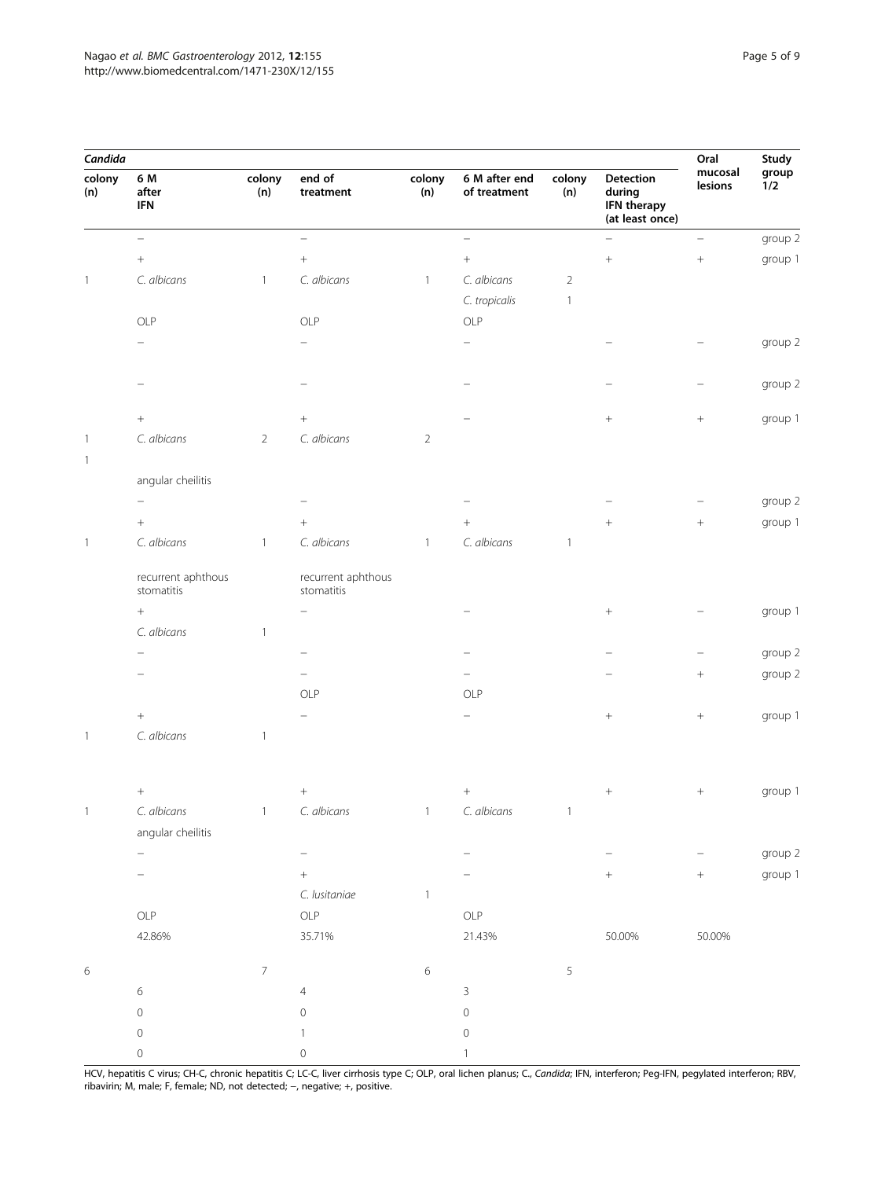| *Candida* | | | | | | | | Oral mucosal lesions | Study group 1/2 |
|---|---|---|---|---|---|---|---|---|---|
| colony (n) | 6 M after IFN | colony (n) | end of treatment | colony (n) | 6 M after end of treatment | colony (n) | Detection during IFN therapy (at least once) | | |
| | − | | − | | − | | − | − | group 2 |
| | + | | + | | + | | + | + | group 1 |
| 1 | *C. albicans* | 1 | *C. albicans* | 1 | *C. albicans* | 2 | | | |
| | | | | | *C. tropicalis* | 1 | | | |
| | OLP | | OLP | | OLP | | | | |
| | − | | − | | − | | − | − | group 2 |
| | − | | − | | − | | − | − | group 2 |
| | + | | + | | − | | + | + | group 1 |
| 1 | *C. albicans* | 2 | *C. albicans* | 2 | | | | | |
| 1 | | | | | | | | | |
| | angular cheilitis | | | | | | | | |
| | − | | − | | − | | − | − | group 2 |
| | + | | + | | + | | + | + | group 1 |
| 1 | *C. albicans* | 1 | *C. albicans* | 1 | *C. albicans* | 1 | | | |
| | recurrent aphthous stomatitis | | recurrent aphthous stomatitis | | | | | | |
| | + | | − | | − | | + | − | group 1 |
| | *C. albicans* | 1 | | | | | | | |
| | − | | − | | − | | − | − | group 2 |
| | − | | − | | − | | − | + | group 2 |
| | | | OLP | | OLP | | | | |
| | + | | − | | − | | + | + | group 1 |
| 1 | *C. albicans* | 1 | | | | | | | |
| | + | | + | | + | | + | + | group 1 |
| 1 | *C. albicans* | 1 | *C. albicans* | 1 | *C. albicans* | 1 | | | |
| | angular cheilitis | | | | | | | | |
| | − | | − | | − | | − | − | group 2 |
| | − | | + | | − | | + | + | group 1 |
| | | | *C. lusitaniae* | 1 | | | | | |
| | OLP | | OLP | | OLP | | | | |
| | 42.86% | | 35.71% | | 21.43% | | 50.00% | 50.00% | |
| 6 | | 7 | | 6 | | 5 | | | |
| | 6 | | 4 | | 3 | | | | |
| | 0 | | 0 | | 0 | | | | |
| | 0 | | 1 | | 0 | | | | |
| | 0 | | 0 | | 1 | | | | |

HCV, hepatitis C virus; CH-C, chronic hepatitis C; LC-C, liver cirrhosis type C; OLP, oral lichen planus; C., *Candida*; IFN, interferon; Peg-IFN, pegylated interferon; RBV, ribavirin; M, male; F, female; ND, not detected; −, negative; +, positive.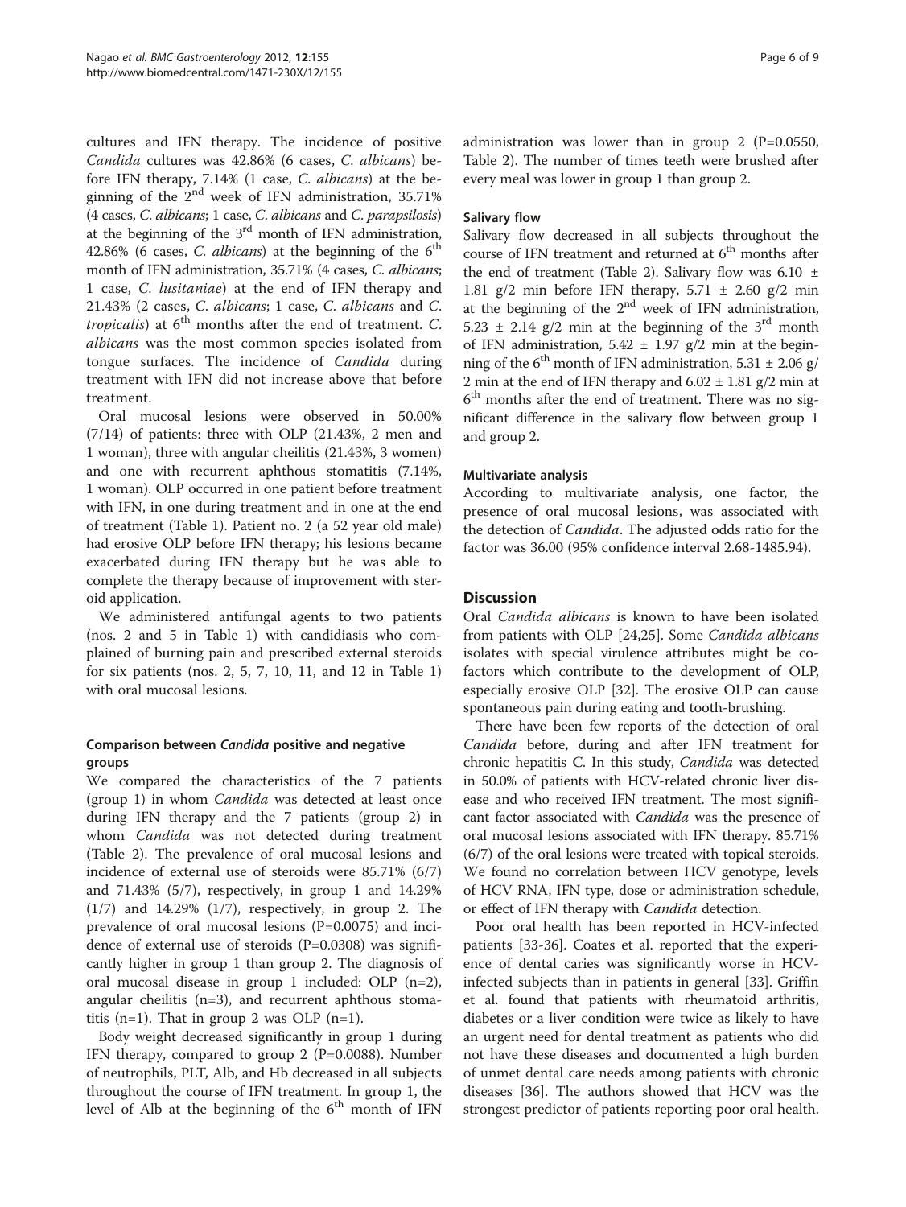cultures and IFN therapy. The incidence of positive *Candida* cultures was 42.86% (6 cases, *C. albicans*) before IFN therapy, 7.14% (1 case, *C. albicans*) at the beginning of the 2nd week of IFN administration, 35.71% (4 cases, *C. albicans*; 1 case, *C. albicans* and *C. parapsilosis*) at the beginning of the 3rd month of IFN administration, 42.86% (6 cases, *C. albicans*) at the beginning of the 6th month of IFN administration, 35.71% (4 cases, *C. albicans*; 1 case, *C. lusitaniae*) at the end of IFN therapy and 21.43% (2 cases, *C. albicans*; 1 case, *C. albicans* and *C. tropicalis*) at 6th months after the end of treatment. *C. albicans* was the most common species isolated from tongue surfaces. The incidence of *Candida* during treatment with IFN did not increase above that before treatment.

Oral mucosal lesions were observed in 50.00% (7/14) of patients: three with OLP (21.43%, 2 men and 1 woman), three with angular cheilitis (21.43%, 3 women) and one with recurrent aphthous stomatitis (7.14%, 1 woman). OLP occurred in one patient before treatment with IFN, in one during treatment and in one at the end of treatment (Table 1). Patient no. 2 (a 52 year old male) had erosive OLP before IFN therapy; his lesions became exacerbated during IFN therapy but he was able to complete the therapy because of improvement with steroid application.

We administered antifungal agents to two patients (nos. 2 and 5 in Table 1) with candidiasis who complained of burning pain and prescribed external steroids for six patients (nos. 2, 5, 7, 10, 11, and 12 in Table 1) with oral mucosal lesions.

### Comparison between *Candida* positive and negative groups

We compared the characteristics of the 7 patients (group 1) in whom *Candida* was detected at least once during IFN therapy and the 7 patients (group 2) in whom *Candida* was not detected during treatment (Table 2). The prevalence of oral mucosal lesions and incidence of external use of steroids were 85.71% (6/7) and 71.43% (5/7), respectively, in group 1 and 14.29% (1/7) and 14.29% (1/7), respectively, in group 2. The prevalence of oral mucosal lesions (P=0.0075) and incidence of external use of steroids (P=0.0308) was significantly higher in group 1 than group 2. The diagnosis of oral mucosal disease in group 1 included: OLP (n=2), angular cheilitis (n=3), and recurrent aphthous stomatitis (n=1). That in group 2 was OLP (n=1).

Body weight decreased significantly in group 1 during IFN therapy, compared to group 2 (P=0.0088). Number of neutrophils, PLT, Alb, and Hb decreased in all subjects throughout the course of IFN treatment. In group 1, the level of Alb at the beginning of the 6th month of IFN administration was lower than in group 2 (P=0.0550, Table 2). The number of times teeth were brushed after every meal was lower in group 1 than group 2.

### Salivary flow

Salivary flow decreased in all subjects throughout the course of IFN treatment and returned at 6th months after the end of treatment (Table 2). Salivary flow was 6.10 ± 1.81 g/2 min before IFN therapy, 5.71 ± 2.60 g/2 min at the beginning of the 2nd week of IFN administration, 5.23 ± 2.14 g/2 min at the beginning of the 3rd month of IFN administration, 5.42 ± 1.97 g/2 min at the beginning of the 6th month of IFN administration, 5.31 ± 2.06 g/2 min at the end of IFN therapy and 6.02 ± 1.81 g/2 min at 6th months after the end of treatment. There was no significant difference in the salivary flow between group 1 and group 2.

### Multivariate analysis

According to multivariate analysis, one factor, the presence of oral mucosal lesions, was associated with the detection of *Candida*. The adjusted odds ratio for the factor was 36.00 (95% confidence interval 2.68-1485.94).

## Discussion

Oral *Candida albicans* is known to have been isolated from patients with OLP [24,25]. Some *Candida albicans* isolates with special virulence attributes might be cofactors which contribute to the development of OLP, especially erosive OLP [32]. The erosive OLP can cause spontaneous pain during eating and tooth-brushing.

There have been few reports of the detection of oral *Candida* before, during and after IFN treatment for chronic hepatitis C. In this study, *Candida* was detected in 50.0% of patients with HCV-related chronic liver disease and who received IFN treatment. The most significant factor associated with *Candida* was the presence of oral mucosal lesions associated with IFN therapy. 85.71% (6/7) of the oral lesions were treated with topical steroids. We found no correlation between HCV genotype, levels of HCV RNA, IFN type, dose or administration schedule, or effect of IFN therapy with *Candida* detection.

Poor oral health has been reported in HCV-infected patients [33-36]. Coates et al. reported that the experience of dental caries was significantly worse in HCV-infected subjects than in patients in general [33]. Griffin et al. found that patients with rheumatoid arthritis, diabetes or a liver condition were twice as likely to have an urgent need for dental treatment as patients who did not have these diseases and documented a high burden of unmet dental care needs among patients with chronic diseases [36]. The authors showed that HCV was the strongest predictor of patients reporting poor oral health.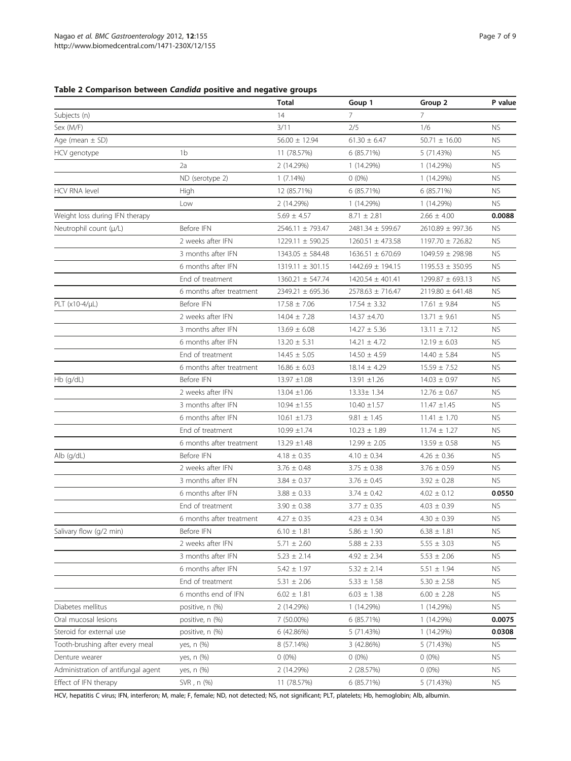**Table 2 Comparison between *Candida* positive and negative groups**

| | | Total | Goup 1 | Group 2 | P value |
|---|---|---|---|---|---|
| Subjects (n) | | 14 | 7 | 7 | |
| Sex (M/F) | | 3/11 | 2/5 | 1/6 | NS |
| Age (mean ± SD) | | 56.00 ± 12.94 | 61.30 ± 6.47 | 50.71 ± 16.00 | NS |
| HCV genotype | 1b | 11 (78.57%) | 6 (85.71%) | 5 (71.43%) | NS |
| | 2a | 2 (14.29%) | 1 (14.29%) | 1 (14.29%) | NS |
| | ND (serotype 2) | 1 (7.14%) | 0 (0%) | 1 (14.29%) | NS |
| HCV RNA level | High | 12 (85.71%) | 6 (85.71%) | 6 (85.71%) | NS |
| | Low | 2 (14.29%) | 1 (14.29%) | 1 (14.29%) | NS |
| Weight loss during IFN therapy | | 5.69 ± 4.57 | 8.71 ± 2.81 | 2.66 ± 4.00 | **0.0088** |
| Neutrophil count (μ/L) | Before IFN | 2546.11 ± 793.47 | 2481.34 ± 599.67 | 2610.89 ± 997.36 | NS |
| | 2 weeks after IFN | 1229.11 ± 590.25 | 1260.51 ± 473.58 | 1197.70 ± 726.82 | NS |
| | 3 months after IFN | 1343.05 ± 584.48 | 1636.51 ± 670.69 | 1049.59 ± 298.98 | NS |
| | 6 months after IFN | 1319.11 ± 301.15 | 1442.69 ± 194.15 | 1195.53 ± 350.95 | NS |
| | End of treatment | 1360.21 ± 547.74 | 1420.54 ± 401.41 | 1299.87 ± 693.13 | NS |
| | 6 months after treatment | 2349.21 ± 695.36 | 2578.63 ± 716.47 | 2119.80 ± 641.48 | NS |
| PLT (x10-4/μL) | Before IFN | 17.58 ± 7.06 | 17.54 ± 3.32 | 17.61 ± 9.84 | NS |
| | 2 weeks after IFN | 14.04 ± 7.28 | 14.37 ±4.70 | 13.71 ± 9.61 | NS |
| | 3 months after IFN | 13.69 ± 6.08 | 14.27 ± 5.36 | 13.11 ± 7.12 | NS |
| | 6 months after IFN | 13.20 ± 5.31 | 14.21 ± 4.72 | 12.19 ± 6.03 | NS |
| | End of treatment | 14.45 ± 5.05 | 14.50 ± 4.59 | 14.40 ± 5.84 | NS |
| | 6 months after treatment | 16.86 ± 6.03 | 18.14 ± 4.29 | 15.59 ± 7.52 | NS |
| Hb (g/dL) | Before IFN | 13.97 ±1.08 | 13.91 ±1.26 | 14.03 ± 0.97 | NS |
| | 2 weeks after IFN | 13.04 ±1.06 | 13.33± 1.34 | 12.76 ± 0.67 | NS |
| | 3 months after IFN | 10.94 ±1.55 | 10.40 ±1.57 | 11.47 ±1.45 | NS |
| | 6 months after IFN | 10.61 ±1.73 | 9.81 ± 1.45 | 11.41 ± 1.70 | NS |
| | End of treatment | 10.99 ±1.74 | 10.23 ± 1.89 | 11.74 ± 1.27 | NS |
| | 6 months after treatment | 13.29 ±1.48 | 12.99 ± 2.05 | 13.59 ± 0.58 | NS |
| Alb (g/dL) | Before IFN | 4.18 ± 0.35 | 4.10 ± 0.34 | 4.26 ± 0.36 | NS |
| | 2 weeks after IFN | 3.76 ± 0.48 | 3.75 ± 0.38 | 3.76 ± 0.59 | NS |
| | 3 months after IFN | 3.84 ± 0.37 | 3.76 ± 0.45 | 3.92 ± 0.28 | NS |
| | 6 months after IFN | 3.88 ± 0.33 | 3.74 ± 0.42 | 4.02 ± 0.12 | **0.0550** |
| | End of treatment | 3.90 ± 0.38 | 3.77 ± 0.35 | 4.03 ± 0.39 | NS |
| | 6 months after treatment | 4.27 ± 0.35 | 4.23 ± 0.34 | 4.30 ± 0.39 | NS |
| Salivary flow (g/2 min) | Before IFN | 6.10 ± 1.81 | 5.86 ± 1.90 | 6.38 ± 1.81 | NS |
| | 2 weeks after IFN | 5.71 ± 2.60 | 5.88 ± 2.33 | 5.55 ± 3.03 | NS |
| | 3 months after IFN | 5.23 ± 2.14 | 4.92 ± 2.34 | 5.53 ± 2.06 | NS |
| | 6 months after IFN | 5.42 ± 1.97 | 5.32 ± 2.14 | 5.51 ± 1.94 | NS |
| | End of treatment | 5.31 ± 2.06 | 5.33 ± 1.58 | 5.30 ± 2.58 | NS |
| | 6 months end of IFN | 6.02 ± 1.81 | 6.03 ± 1.38 | 6.00 ± 2.28 | NS |
| Diabetes mellitus | positive, n (%) | 2 (14.29%) | 1 (14.29%) | 1 (14.29%) | NS |
| Oral mucosal lesions | positive, n (%) | 7 (50.00%) | 6 (85.71%) | 1 (14.29%) | **0.0075** |
| Steroid for external use | positive, n (%) | 6 (42.86%) | 5 (71.43%) | 1 (14.29%) | **0.0308** |
| Tooth-brushing after every meal | yes, n (%) | 8 (57.14%) | 3 (42.86%) | 5 (71.43%) | NS |
| Denture wearer | yes, n (%) | 0 (0%) | 0 (0%) | 0 (0%) | NS |
| Administration of antifungal agent | yes, n (%) | 2 (14.29%) | 2 (28.57%) | 0 (0%) | NS |
| Effect of IFN therapy | SVR , n (%) | 11 (78.57%) | 6 (85.71%) | 5 (71.43%) | NS |

HCV, hepatitis C virus; IFN, interferon; M, male; F, female; ND, not detected; NS, not significant; PLT, platelets; Hb, hemoglobin; Alb, albumin.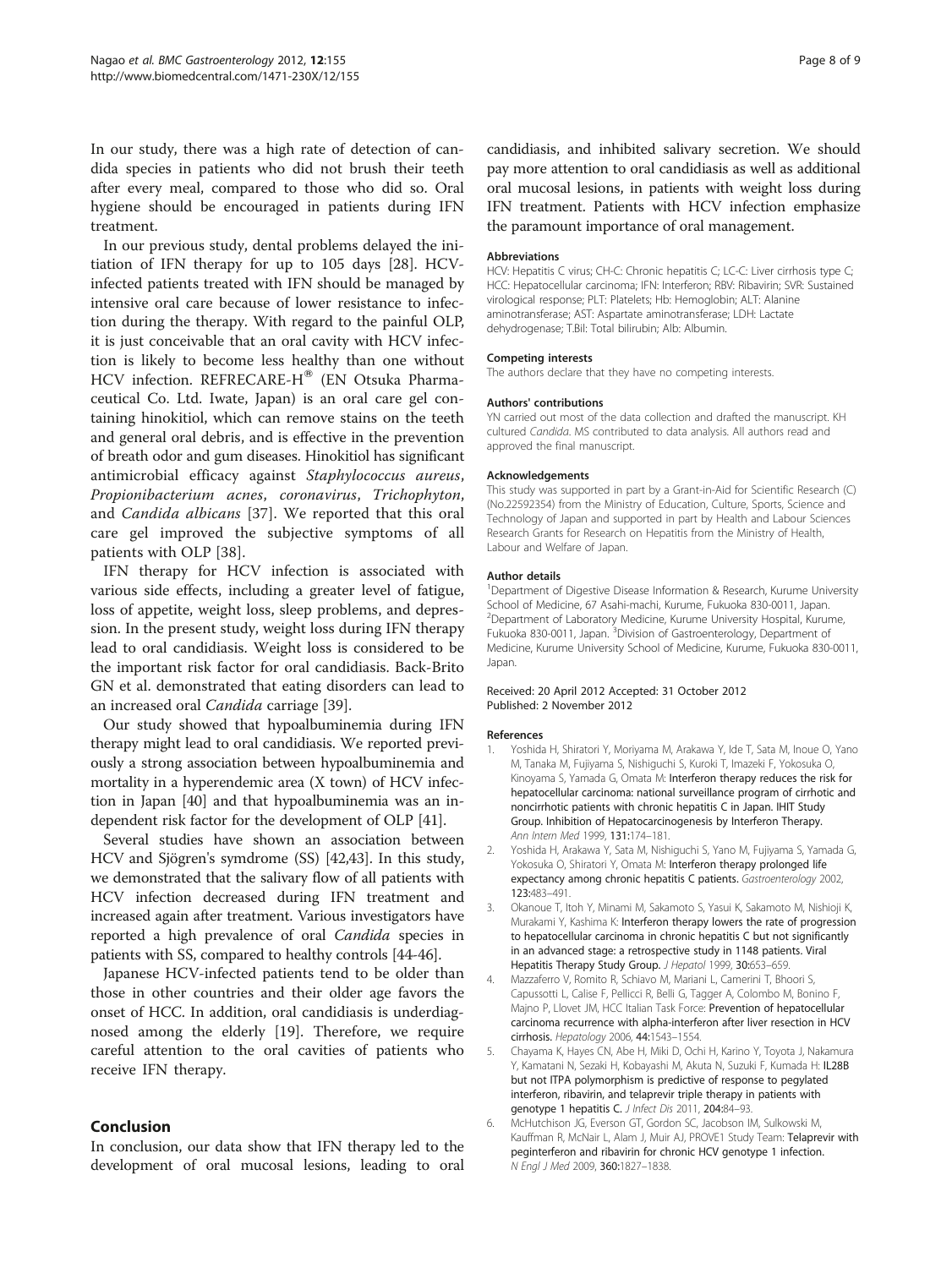In our study, there was a high rate of detection of candida species in patients who did not brush their teeth after every meal, compared to those who did so. Oral hygiene should be encouraged in patients during IFN treatment.

In our previous study, dental problems delayed the initiation of IFN therapy for up to 105 days [28]. HCV-infected patients treated with IFN should be managed by intensive oral care because of lower resistance to infection during the therapy. With regard to the painful OLP, it is just conceivable that an oral cavity with HCV infection is likely to become less healthy than one without HCV infection. REFRECARE-H® (EN Otsuka Pharmaceutical Co. Ltd. Iwate, Japan) is an oral care gel containing hinokitiol, which can remove stains on the teeth and general oral debris, and is effective in the prevention of breath odor and gum diseases. Hinokitiol has significant antimicrobial efficacy against *Staphylococcus aureus*, *Propionibacterium acnes*, *coronavirus*, *Trichophyton*, and *Candida albicans* [37]. We reported that this oral care gel improved the subjective symptoms of all patients with OLP [38].

IFN therapy for HCV infection is associated with various side effects, including a greater level of fatigue, loss of appetite, weight loss, sleep problems, and depression. In the present study, weight loss during IFN therapy lead to oral candidiasis. Weight loss is considered to be the important risk factor for oral candidiasis. Back-Brito GN et al. demonstrated that eating disorders can lead to an increased oral *Candida* carriage [39].

Our study showed that hypoalbuminemia during IFN therapy might lead to oral candidiasis. We reported previously a strong association between hypoalbuminemia and mortality in a hyperendemic area (X town) of HCV infection in Japan [40] and that hypoalbuminemia was an independent risk factor for the development of OLP [41].

Several studies have shown an association between HCV and Sjögren's symdrome (SS) [42,43]. In this study, we demonstrated that the salivary flow of all patients with HCV infection decreased during IFN treatment and increased again after treatment. Various investigators have reported a high prevalence of oral *Candida* species in patients with SS, compared to healthy controls [44-46].

Japanese HCV-infected patients tend to be older than those in other countries and their older age favors the onset of HCC. In addition, oral candidiasis is underdiagnosed among the elderly [19]. Therefore, we require careful attention to the oral cavities of patients who receive IFN therapy.

## Conclusion

In conclusion, our data show that IFN therapy led to the development of oral mucosal lesions, leading to oral candidiasis, and inhibited salivary secretion. We should pay more attention to oral candidiasis as well as additional oral mucosal lesions, in patients with weight loss during IFN treatment. Patients with HCV infection emphasize the paramount importance of oral management.

#### Abbreviations

HCV: Hepatitis C virus; CH-C: Chronic hepatitis C; LC-C: Liver cirrhosis type C; HCC: Hepatocellular carcinoma; IFN: Interferon; RBV: Ribavirin; SVR: Sustained virological response; PLT: Platelets; Hb: Hemoglobin; ALT: Alanine aminotransferase; AST: Aspartate aminotransferase; LDH: Lactate dehydrogenase; T.Bil: Total bilirubin; Alb: Albumin.

#### Competing interests

The authors declare that they have no competing interests.

#### Authors' contributions

YN carried out most of the data collection and drafted the manuscript. KH cultured *Candida*. MS contributed to data analysis. All authors read and approved the final manuscript.

#### Acknowledgements

This study was supported in part by a Grant-in-Aid for Scientific Research (C) (No.22592354) from the Ministry of Education, Culture, Sports, Science and Technology of Japan and supported in part by Health and Labour Sciences Research Grants for Research on Hepatitis from the Ministry of Health, Labour and Welfare of Japan.

#### Author details

[1]Department of Digestive Disease Information & Research, Kurume University School of Medicine, 67 Asahi-machi, Kurume, Fukuoka 830-0011, Japan. [2]Department of Laboratory Medicine, Kurume University Hospital, Kurume, Fukuoka 830-0011, Japan. [3]Division of Gastroenterology, Department of Medicine, Kurume University School of Medicine, Kurume, Fukuoka 830-0011, Japan.

Received: 20 April 2012 Accepted: 31 October 2012
Published: 2 November 2012

#### References

1. Yoshida H, Shiratori Y, Moriyama M, Arakawa Y, Ide T, Sata M, Inoue O, Yano M, Tanaka M, Fujiyama S, Nishiguchi S, Kuroki T, Imazeki F, Yokosuka O, Kinoyama S, Yamada G, Omata M: **Interferon therapy reduces the risk for hepatocellular carcinoma: national surveillance program of cirrhotic and noncirrhotic patients with chronic hepatitis C in Japan. IHIT Study Group. Inhibition of Hepatocarcinogenesis by Interferon Therapy.** *Ann Intern Med* 1999, **131**:174–181.
2. Yoshida H, Arakawa Y, Sata M, Nishiguchi S, Yano M, Fujiyama S, Yamada G, Yokosuka O, Shiratori Y, Omata M: **Interferon therapy prolonged life expectancy among chronic hepatitis C patients.** *Gastroenterology* 2002, **123**:483–491.
3. Okanoue T, Itoh Y, Minami M, Sakamoto S, Yasui K, Sakamoto M, Nishioji K, Murakami Y, Kashima K: **Interferon therapy lowers the rate of progression to hepatocellular carcinoma in chronic hepatitis C but not significantly in an advanced stage: a retrospective study in 1148 patients. Viral Hepatitis Therapy Study Group.** *J Hepatol* 1999, **30**:653–659.
4. Mazzaferro V, Romito R, Schiavo M, Mariani L, Camerini T, Bhoori S, Capussotti L, Calise F, Pellicci R, Belli G, Tagger A, Colombo M, Bonino F, Majno P, Llovet JM, HCC Italian Task Force: **Prevention of hepatocellular carcinoma recurrence with alpha-interferon after liver resection in HCV cirrhosis.** *Hepatology* 2006, **44**:1543–1554.
5. Chayama K, Hayes CN, Abe H, Miki D, Ochi H, Karino Y, Toyota J, Nakamura Y, Kamatani N, Sezaki H, Kobayashi M, Akuta N, Suzuki F, Kumada H: **IL28B but not ITPA polymorphism is predictive of response to pegylated interferon, ribavirin, and telaprevir triple therapy in patients with genotype 1 hepatitis C.** *J Infect Dis* 2011, **204**:84–93.
6. McHutchison JG, Everson GT, Gordon SC, Jacobson IM, Sulkowski M, Kauffman R, McNair L, Alam J, Muir AJ, PROVE1 Study Team: **Telaprevir with peginterferon and ribavirin for chronic HCV genotype 1 infection.** *N Engl J Med* 2009, **360**:1827–1838.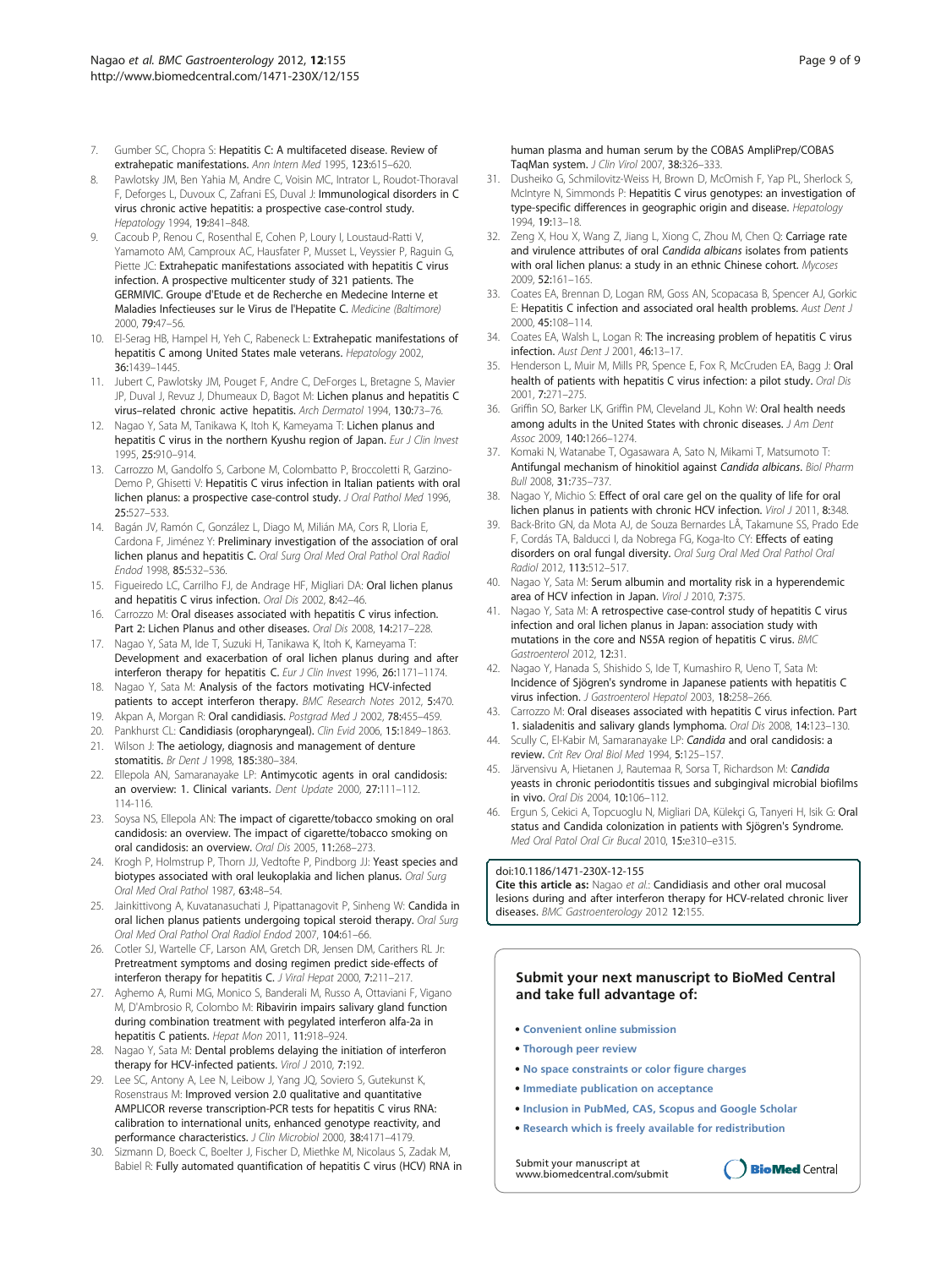7. Gumber SC, Chopra S: **Hepatitis C: A multifaceted disease. Review of extrahepatic manifestations.** *Ann Intern Med* 1995, **123:**615–620.
8. Pawlotsky JM, Ben Yahia M, Andre C, Voisin MC, Intrator L, Roudot-Thoraval F, Deforges L, Duvoux C, Zafrani ES, Duval J: **Immunological disorders in C virus chronic active hepatitis: a prospective case-control study.** *Hepatology* 1994, **19:**841–848.
9. Cacoub P, Renou C, Rosenthal E, Cohen P, Loury I, Loustaud-Ratti V, Yamamoto AM, Camproux AC, Hausfater P, Musset L, Veyssier P, Raguin G, Piette JC: **Extrahepatic manifestations associated with hepatitis C virus infection. A prospective multicenter study of 321 patients. The GERMIVIC. Groupe d'Etude et de Recherche en Medecine Interne et Maladies Infectieuses sur le Virus de l'Hepatite C.** *Medicine (Baltimore)* 2000, **79:**47–56.
10. El-Serag HB, Hampel H, Yeh C, Rabeneck L: **Extrahepatic manifestations of hepatitis C among United States male veterans.** *Hepatology* 2002, **36:**1439–1445.
11. Jubert C, Pawlotsky JM, Pouget F, Andre C, DeForges L, Bretagne S, Mavier JP, Duval J, Revuz J, Dhumeaux D, Bagot M: **Lichen planus and hepatitis C virus–related chronic active hepatitis.** *Arch Dermatol* 1994, **130:**73–76.
12. Nagao Y, Sata M, Tanikawa K, Itoh K, Kameyama T: **Lichen planus and hepatitis C virus in the northern Kyushu region of Japan.** *Eur J Clin Invest* 1995, **25:**910–914.
13. Carrozzo M, Gandolfo S, Carbone M, Colombatto P, Broccoletti R, Garzino-Demo P, Ghisetti V: **Hepatitis C virus infection in Italian patients with oral lichen planus: a prospective case-control study.** *J Oral Pathol Med* 1996, **25:**527–533.
14. Bagán JV, Ramón C, González L, Diago M, Milián MA, Cors R, Lloria E, Cardona F, Jiménez Y: **Preliminary investigation of the association of oral lichen planus and hepatitis C.** *Oral Surg Oral Med Oral Pathol Oral Radiol Endod* 1998, **85:**532–536.
15. Figueiredo LC, Carrilho FJ, de Andrage HF, Migliari DA: **Oral lichen planus and hepatitis C virus infection.** *Oral Dis* 2002, **8:**42–46.
16. Carrozzo M: **Oral diseases associated with hepatitis C virus infection. Part 2: Lichen Planus and other diseases.** *Oral Dis* 2008, **14:**217–228.
17. Nagao Y, Sata M, Ide T, Suzuki H, Tanikawa K, Itoh K, Kameyama T: **Development and exacerbation of oral lichen planus during and after interferon therapy for hepatitis C.** *Eur J Clin Invest* 1996, **26:**1171–1174.
18. Nagao Y, Sata M: **Analysis of the factors motivating HCV-infected patients to accept interferon therapy.** *BMC Research Notes* 2012, **5:**470.
19. Akpan A, Morgan R: **Oral candidiasis.** *Postgrad Med J* 2002, **78:**455–459.
20. Pankhurst CL: **Candidiasis (oropharyngeal).** *Clin Evid* 2006, **15:**1849–1863.
21. Wilson J: **The aetiology, diagnosis and management of denture stomatitis.** *Br Dent J* 1998, **185:**380–384.
22. Ellepola AN, Samaranayake LP: **Antimycotic agents in oral candidosis: an overview: 1. Clinical variants.** *Dent Update* 2000, **27:**111–112. 114-116.
23. Soysa NS, Ellepola AN: **The impact of cigarette/tobacco smoking on oral candidosis: an overview. The impact of cigarette/tobacco smoking on oral candidosis: an overview.** *Oral Dis* 2005, **11:**268–273.
24. Krogh P, Holmstrup P, Thorn JJ, Vedtofte P, Pindborg JJ: **Yeast species and biotypes associated with oral leukoplakia and lichen planus.** *Oral Surg Oral Med Oral Pathol* 1987, **63:**48–54.
25. Jainkittivong A, Kuvatanasuchati J, Pipattanagovit P, Sinheng W: **Candida in oral lichen planus patients undergoing topical steroid therapy.** *Oral Surg Oral Med Oral Pathol Oral Radiol Endod* 2007, **104:**61–66.
26. Cotler SJ, Wartelle CF, Larson AM, Gretch DR, Jensen DM, Carithers RL Jr: **Pretreatment symptoms and dosing regimen predict side-effects of interferon therapy for hepatitis C.** *J Viral Hepat* 2000, **7:**211–217.
27. Aghemo A, Rumi MG, Monico S, Banderali M, Russo A, Ottaviani F, Vigano M, D'Ambrosio R, Colombo M: **Ribavirin impairs salivary gland function during combination treatment with pegylated interferon alfa-2a in hepatitis C patients.** *Hepat Mon* 2011, **11:**918–924.
28. Nagao Y, Sata M: **Dental problems delaying the initiation of interferon therapy for HCV-infected patients.** *Virol J* 2010, **7:**192.
29. Lee SC, Antony A, Lee N, Leibow J, Yang JQ, Soviero S, Gutekunst K, Rosenstraus M: **Improved version 2.0 qualitative and quantitative AMPLICOR reverse transcription-PCR tests for hepatitis C virus RNA: calibration to international units, enhanced genotype reactivity, and performance characteristics.** *J Clin Microbiol* 2000, **38:**4171–4179.
30. Sizmann D, Boeck C, Boelter J, Fischer D, Miethke M, Nicolaus S, Zadak M, Babiel R: **Fully automated quantification of hepatitis C virus (HCV) RNA in human plasma and human serum by the COBAS AmpliPrep/COBAS TaqMan system.** *J Clin Virol* 2007, **38:**326–333.
31. Dusheiko G, Schmilovitz-Weiss H, Brown D, McOmish F, Yap PL, Sherlock S, McIntyre N, Simmonds P: **Hepatitis C virus genotypes: an investigation of type-specific differences in geographic origin and disease.** *Hepatology* 1994, **19:**13–18.
32. Zeng X, Hou X, Wang Z, Jiang L, Xiong C, Zhou M, Chen Q: **Carriage rate and virulence attributes of oral *Candida albicans* isolates from patients with oral lichen planus: a study in an ethnic Chinese cohort.** *Mycoses* 2009, **52:**161–165.
33. Coates EA, Brennan D, Logan RM, Goss AN, Scopacasa B, Spencer AJ, Gorkic E: **Hepatitis C infection and associated oral health problems.** *Aust Dent J* 2000, **45:**108–114.
34. Coates EA, Walsh L, Logan R: **The increasing problem of hepatitis C virus infection.** *Aust Dent J* 2001, **46:**13–17.
35. Henderson L, Muir M, Mills PR, Spence E, Fox R, McCruden EA, Bagg J: **Oral health of patients with hepatitis C virus infection: a pilot study.** *Oral Dis* 2001, **7:**271–275.
36. Griffin SO, Barker LK, Griffin PM, Cleveland JL, Kohn W: **Oral health needs among adults in the United States with chronic diseases.** *J Am Dent Assoc* 2009, **140:**1266–1274.
37. Komaki N, Watanabe T, Ogasawara A, Sato N, Mikami T, Matsumoto T: **Antifungal mechanism of hinokitiol against *Candida albicans*.** *Biol Pharm Bull* 2008, **31:**735–737.
38. Nagao Y, Michio S: **Effect of oral care gel on the quality of life for oral lichen planus in patients with chronic HCV infection.** *Virol J* 2011, **8:**348.
39. Back-Brito GN, da Mota AJ, de Souza Bernardes LÂ, Takamune SS, Prado Ede F, Cordás TA, Balducci I, da Nobrega FG, Koga-Ito CY: **Effects of eating disorders on oral fungal diversity.** *Oral Surg Oral Med Oral Pathol Oral Radiol* 2012, **113:**512–517.
40. Nagao Y, Sata M: **Serum albumin and mortality risk in a hyperendemic area of HCV infection in Japan.** *Virol J* 2010, **7:**375.
41. Nagao Y, Sata M: **A retrospective case-control study of hepatitis C virus infection and oral lichen planus in Japan: association study with mutations in the core and NS5A region of hepatitis C virus.** *BMC Gastroenterol* 2012, **12:**31.
42. Nagao Y, Hanada S, Shishido S, Ide T, Kumashiro R, Ueno T, Sata M: **Incidence of Sjögren's syndrome in Japanese patients with hepatitis C virus infection.** *J Gastroenterol Hepatol* 2003, **18:**258–266.
43. Carrozzo M: **Oral diseases associated with hepatitis C virus infection. Part 1. sialadenitis and salivary glands lymphoma.** *Oral Dis* 2008, **14:**123–130.
44. Scully C, El-Kabir M, Samaranayake LP: ***Candida* and oral candidosis: a review.** *Crit Rev Oral Biol Med* 1994, **5:**125–157.
45. Järvensivu A, Hietanen J, Rautemaa R, Sorsa T, Richardson M: ***Candida* yeasts in chronic periodontitis tissues and subgingival microbial biofilms in vivo.** *Oral Dis* 2004, **10:**106–112.
46. Ergun S, Cekici A, Topcuoglu N, Migliari DA, Külekçi G, Tanyeri H, Isik G: **Oral status and Candida colonization in patients with Sjögren's Syndrome.** *Med Oral Patol Oral Cir Bucal* 2010, **15:**e310–e315.

doi:10.1186/1471-230X-12-155

**Cite this article as:** Nagao *et al.*: Candidiasis and other oral mucosal lesions during and after interferon therapy for HCV-related chronic liver diseases. *BMC Gastroenterology* 2012 **12**:155.

**Submit your next manuscript to BioMed Central and take full advantage of:**

- **Convenient online submission**
- **Thorough peer review**
- **No space constraints or color figure charges**
- **Immediate publication on acceptance**
- **Inclusion in PubMed, CAS, Scopus and Google Scholar**
- **Research which is freely available for redistribution**

Submit your manuscript at
www.biomedcentral.com/submit

BioMed Central